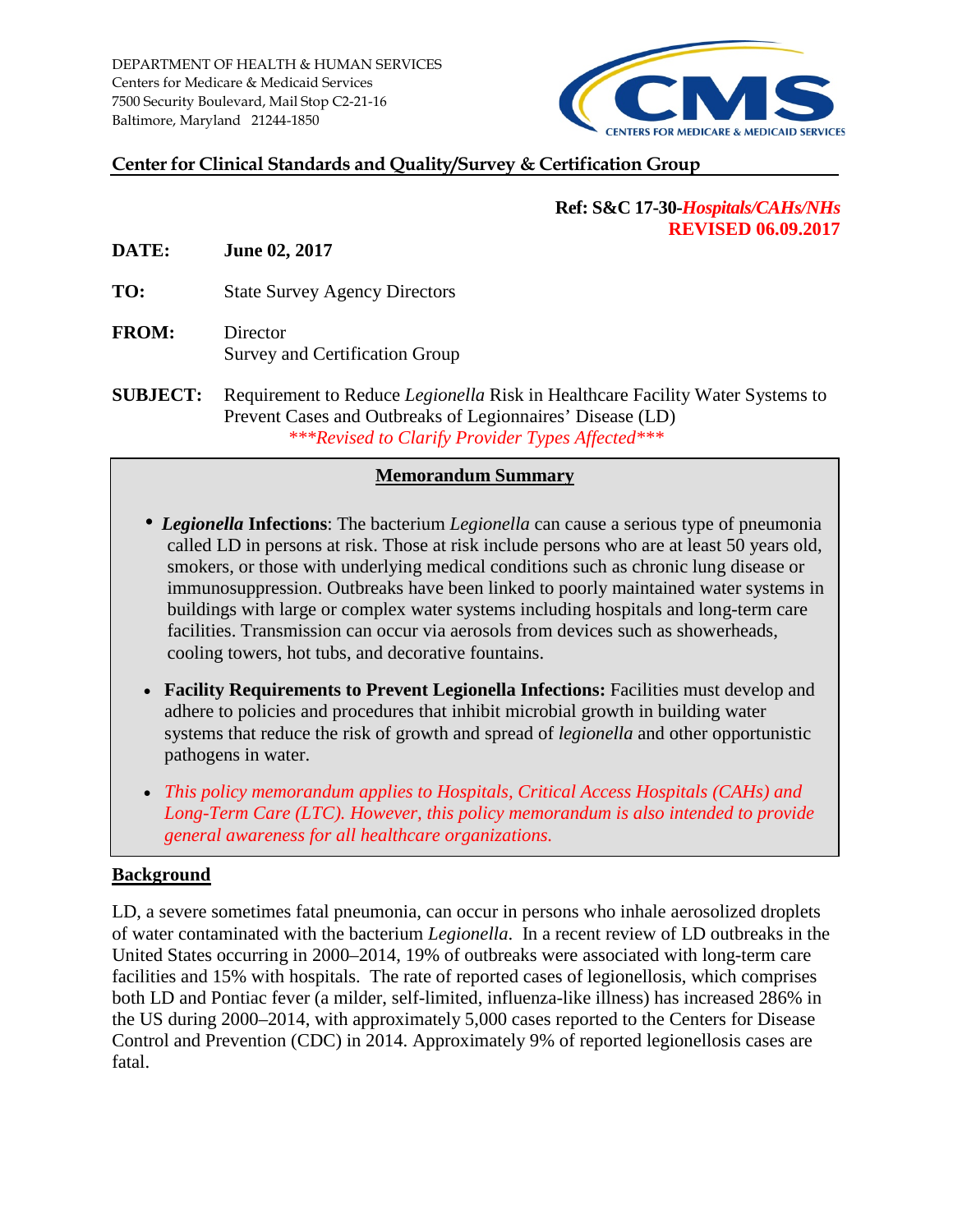DEPARTMENT OF HEALTH & HUMAN SERVICES
Centers for Medicare & Medicaid Services
7500 Security Boulevard, Mail Stop C2-21-16
Baltimore, Maryland 21244-1850

CMS
CENTERS FOR MEDICARE & MEDICAID SERVICES

**Center for Clinical Standards and Quality/Survey & Certification Group**

**Ref: S&C 17-30-*Hospitals/CAHs/NHs***
**REVISED 06.09.2017**

**DATE:** **June 02, 2017**

**TO:** State Survey Agency Directors

**FROM:** Director
Survey and Certification Group

**SUBJECT:** Requirement to Reduce *Legionella* Risk in Healthcare Facility Water Systems to Prevent Cases and Outbreaks of Legionnaires' Disease (LD)
****\*\*\*Revised to Clarify Provider Types Affected\*\*\****

## Memorandum Summary

- ***Legionella* Infections**: The bacterium *Legionella* can cause a serious type of pneumonia called LD in persons at risk. Those at risk include persons who are at least 50 years old, smokers, or those with underlying medical conditions such as chronic lung disease or immunosuppression. Outbreaks have been linked to poorly maintained water systems in buildings with large or complex water systems including hospitals and long-term care facilities. Transmission can occur via aerosols from devices such as showerheads, cooling towers, hot tubs, and decorative fountains.
- **Facility Requirements to Prevent Legionella Infections:** Facilities must develop and adhere to policies and procedures that inhibit microbial growth in building water systems that reduce the risk of growth and spread of *legionella* and other opportunistic pathogens in water.
- *This policy memorandum applies to Hospitals, Critical Access Hospitals (CAHs) and Long-Term Care (LTC). However, this policy memorandum is also intended to provide general awareness for all healthcare organizations.*

## Background

LD, a severe sometimes fatal pneumonia, can occur in persons who inhale aerosolized droplets of water contaminated with the bacterium *Legionella*. In a recent review of LD outbreaks in the United States occurring in 2000–2014, 19% of outbreaks were associated with long-term care facilities and 15% with hospitals. The rate of reported cases of legionellosis, which comprises both LD and Pontiac fever (a milder, self-limited, influenza-like illness) has increased 286% in the US during 2000–2014, with approximately 5,000 cases reported to the Centers for Disease Control and Prevention (CDC) in 2014. Approximately 9% of reported legionellosis cases are fatal.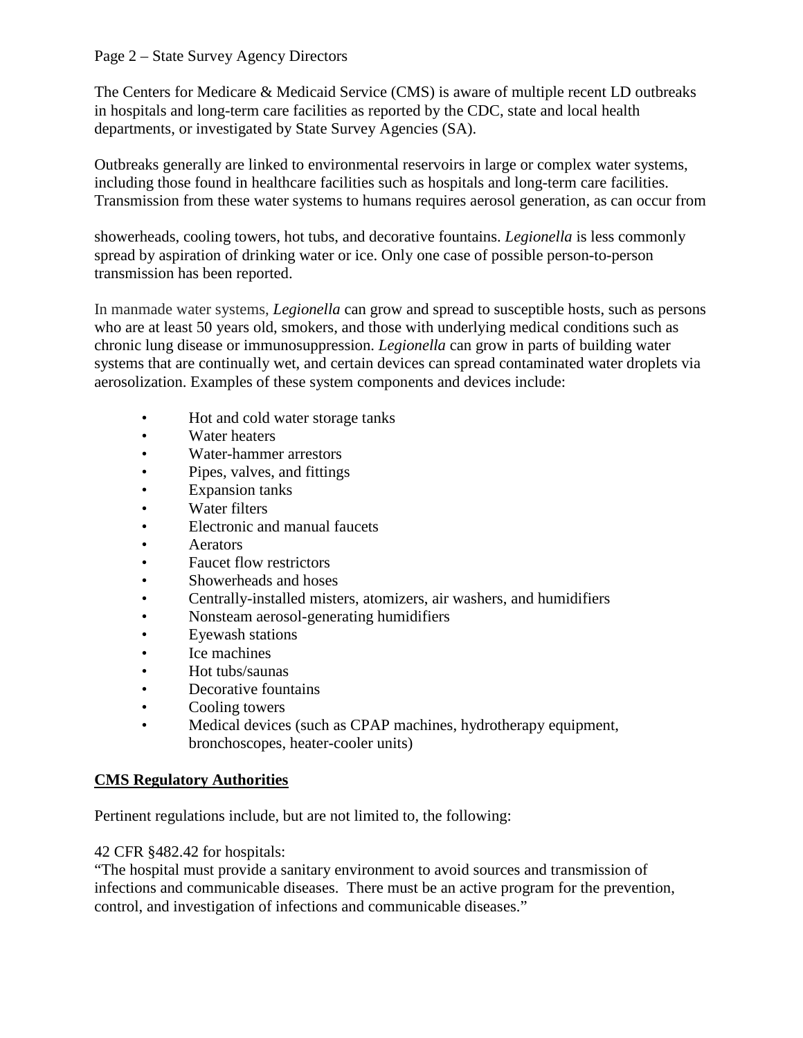The Centers for Medicare & Medicaid Service (CMS) is aware of multiple recent LD outbreaks in hospitals and long-term care facilities as reported by the CDC, state and local health departments, or investigated by State Survey Agencies (SA).

Outbreaks generally are linked to environmental reservoirs in large or complex water systems, including those found in healthcare facilities such as hospitals and long-term care facilities. Transmission from these water systems to humans requires aerosol generation, as can occur from showerheads, cooling towers, hot tubs, and decorative fountains. *Legionella* is less commonly spread by aspiration of drinking water or ice. Only one case of possible person-to-person transmission has been reported.

In manmade water systems, *Legionella* can grow and spread to susceptible hosts, such as persons who are at least 50 years old, smokers, and those with underlying medical conditions such as chronic lung disease or immunosuppression. *Legionella* can grow in parts of building water systems that are continually wet, and certain devices can spread contaminated water droplets via aerosolization. Examples of these system components and devices include:

- Hot and cold water storage tanks
- Water heaters
- Water-hammer arrestors
- Pipes, valves, and fittings
- Expansion tanks
- Water filters
- Electronic and manual faucets
- Aerators
- Faucet flow restrictors
- Showerheads and hoses
- Centrally-installed misters, atomizers, air washers, and humidifiers
- Nonsteam aerosol-generating humidifiers
- Eyewash stations
- Ice machines
- Hot tubs/saunas
- Decorative fountains
- Cooling towers
- Medical devices (such as CPAP machines, hydrotherapy equipment, bronchoscopes, heater-cooler units)

## CMS Regulatory Authorities

Pertinent regulations include, but are not limited to, the following:

42 CFR §482.42 for hospitals:
"The hospital must provide a sanitary environment to avoid sources and transmission of infections and communicable diseases. There must be an active program for the prevention, control, and investigation of infections and communicable diseases."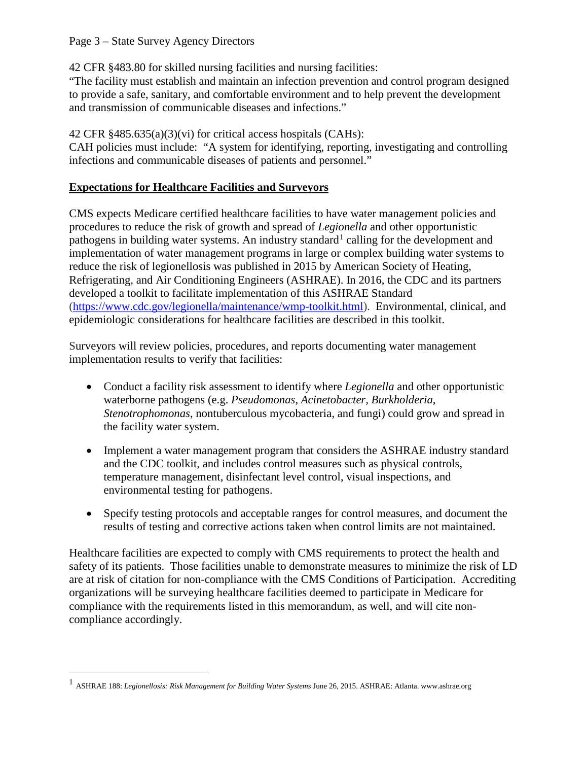42 CFR §483.80 for skilled nursing facilities and nursing facilities:
"The facility must establish and maintain an infection prevention and control program designed to provide a safe, sanitary, and comfortable environment and to help prevent the development and transmission of communicable diseases and infections."

42 CFR §485.635(a)(3)(vi) for critical access hospitals (CAHs):
CAH policies must include: "A system for identifying, reporting, investigating and controlling infections and communicable diseases of patients and personnel."

**Expectations for Healthcare Facilities and Surveyors**

CMS expects Medicare certified healthcare facilities to have water management policies and procedures to reduce the risk of growth and spread of *Legionella* and other opportunistic pathogens in building water systems. An industry standard[1] calling for the development and implementation of water management programs in large or complex building water systems to reduce the risk of legionellosis was published in 2015 by American Society of Heating, Refrigerating, and Air Conditioning Engineers (ASHRAE). In 2016, the CDC and its partners developed a toolkit to facilitate implementation of this ASHRAE Standard (https://www.cdc.gov/legionella/maintenance/wmp-toolkit.html). Environmental, clinical, and epidemiologic considerations for healthcare facilities are described in this toolkit.

Surveyors will review policies, procedures, and reports documenting water management implementation results to verify that facilities:

- Conduct a facility risk assessment to identify where *Legionella* and other opportunistic waterborne pathogens (e.g. *Pseudomonas*, *Acinetobacter*, *Burkholderia*, *Stenotrophomonas*, nontuberculous mycobacteria, and fungi) could grow and spread in the facility water system.

- Implement a water management program that considers the ASHRAE industry standard and the CDC toolkit, and includes control measures such as physical controls, temperature management, disinfectant level control, visual inspections, and environmental testing for pathogens.

- Specify testing protocols and acceptable ranges for control measures, and document the results of testing and corrective actions taken when control limits are not maintained.

Healthcare facilities are expected to comply with CMS requirements to protect the health and safety of its patients. Those facilities unable to demonstrate measures to minimize the risk of LD are at risk of citation for non-compliance with the CMS Conditions of Participation. Accrediting organizations will be surveying healthcare facilities deemed to participate in Medicare for compliance with the requirements listed in this memorandum, as well, and will cite non-compliance accordingly.

---

[1] ASHRAE 188: *Legionellosis: Risk Management for Building Water Systems* June 26, 2015. ASHRAE: Atlanta. www.ashrae.org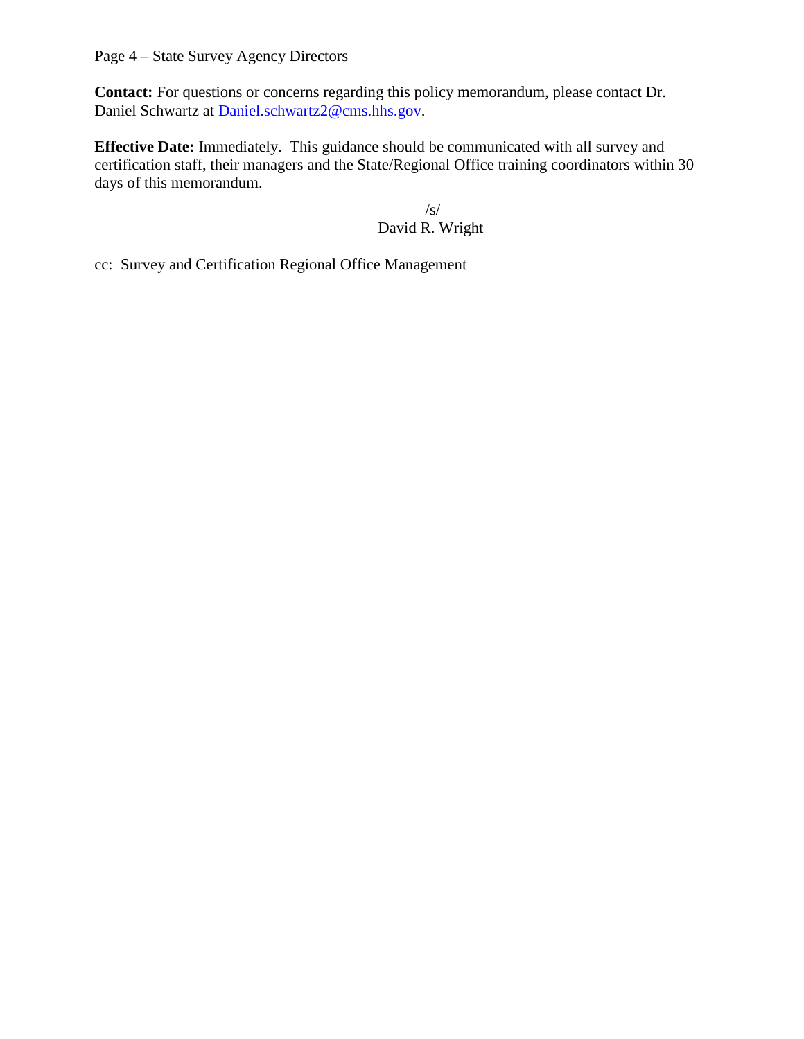**Contact:** For questions or concerns regarding this policy memorandum, please contact Dr. Daniel Schwartz at Daniel.schwartz2@cms.hhs.gov.

**Effective Date:** Immediately. This guidance should be communicated with all survey and certification staff, their managers and the State/Regional Office training coordinators within 30 days of this memorandum.

/s/
David R. Wright

cc: Survey and Certification Regional Office Management